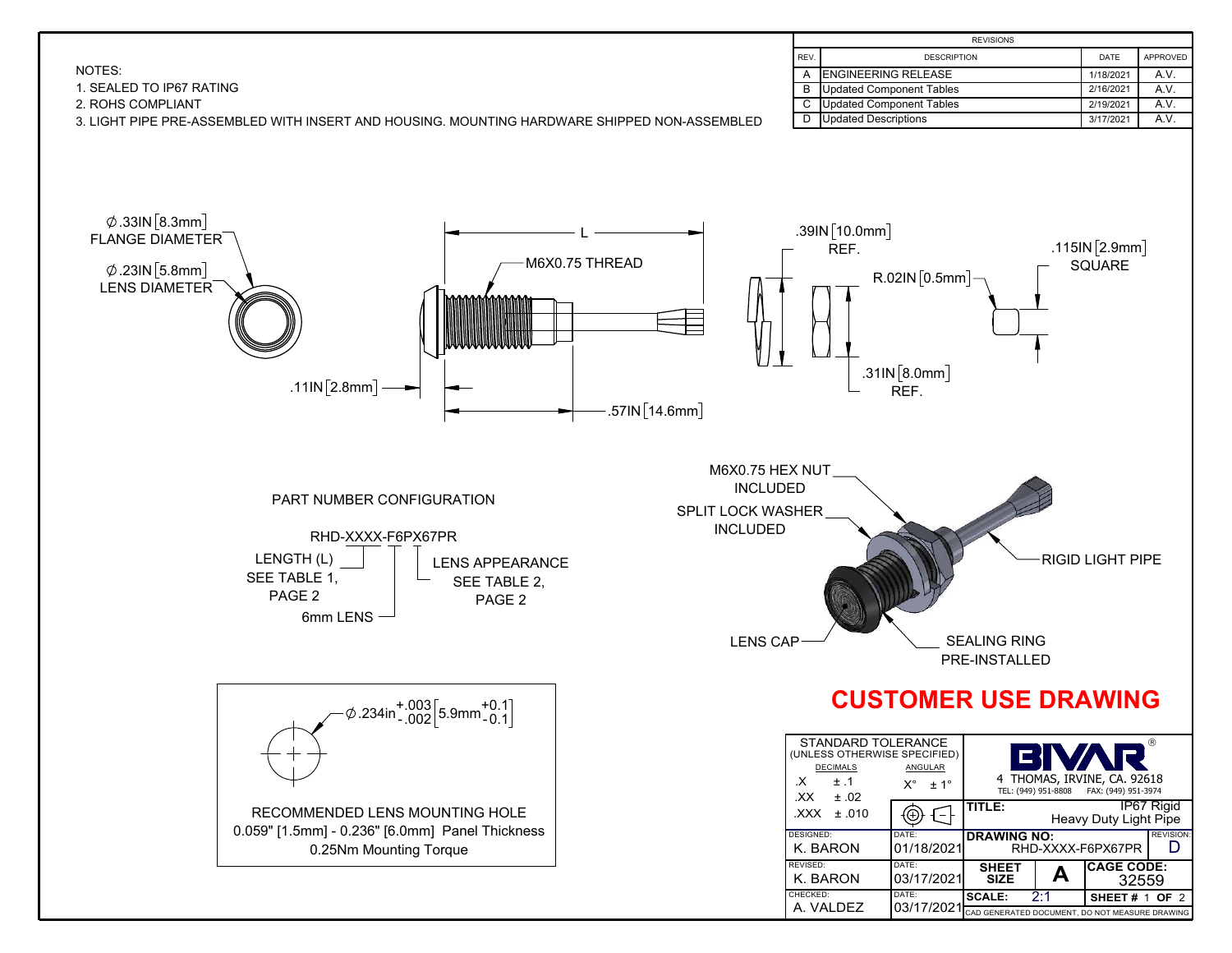NOTES:
1. SEALED TO IP67 RATING
2. ROHS COMPLIANT
3. LIGHT PIPE PRE-ASSEMBLED WITH INSERT AND HOUSING. MOUNTING HARDWARE SHIPPED NON-ASSEMBLED

| REVISIONS | | | |
|---|---|---|---|
| REV. | DESCRIPTION | DATE | APPROVED |
| A | ENGINEERING RELEASE | 1/18/2021 | A.V. |
| B | Updated Component Tables | 2/16/2021 | A.V. |
| C | Updated Component Tables | 2/19/2021 | A.V. |
| D | Updated Descriptions | 3/17/2021 | A.V. |

Ø.33IN [8.3mm] FLANGE DIAMETER

Ø.23IN [5.8mm] LENS DIAMETER

L

M6X0.75 THREAD

.11IN [2.8mm]

.57IN [14.6mm]

.39IN [10.0mm] REF.

R.02IN [0.5mm]

.115IN [2.9mm] SQUARE

.31IN [8.0mm] REF.

PART NUMBER CONFIGURATION

RHD-XXXX-F6PX67PR

- LENGTH (L) SEE TABLE 1, PAGE 2
- 6mm LENS
- LENS APPEARANCE SEE TABLE 2, PAGE 2

M6X0.75 HEX NUT INCLUDED

SPLIT LOCK WASHER INCLUDED

RIGID LIGHT PIPE

LENS CAP

SEALING RING PRE-INSTALLED

Ø.234in $^{+.003}_{-.002}$ [5.9mm $^{+0.1}_{-0.1}$]

RECOMMENDED LENS MOUNTING HOLE
0.059" [1.5mm] - 0.236" [6.0mm] Panel Thickness
0.25Nm Mounting Torque

## CUSTOMER USE DRAWING

STANDARD TOLERANCE (UNLESS OTHERWISE SPECIFIED)

| DECIMALS | | ANGULAR |
|---|---|---|
| .X | ± .1 | X° ± 1° |
| .XX | ± .02 | |
| .XXX | ± .010 | |

BIVAR®
4 THOMAS, IRVINE, CA. 92618
TEL: (949) 951-8808 FAX: (949) 951-3974

| | | |
|---|---|---|
| DESIGNED: K. BARON | DATE: 01/18/2021 | TITLE: IP67 Rigid Heavy Duty Light Pipe |
| REVISED: K. BARON | DATE: 03/17/2021 | DRAWING NO: RHD-XXXX-F6PX67PR — REVISION: D |
| CHECKED: A. VALDEZ | DATE: 03/17/2021 | SHEET SIZE: A — CAGE CODE: 32559 |
| | | SCALE: 2:1 — SHEET # 1 OF 2 |

CAD GENERATED DOCUMENT, DO NOT MEASURE DRAWING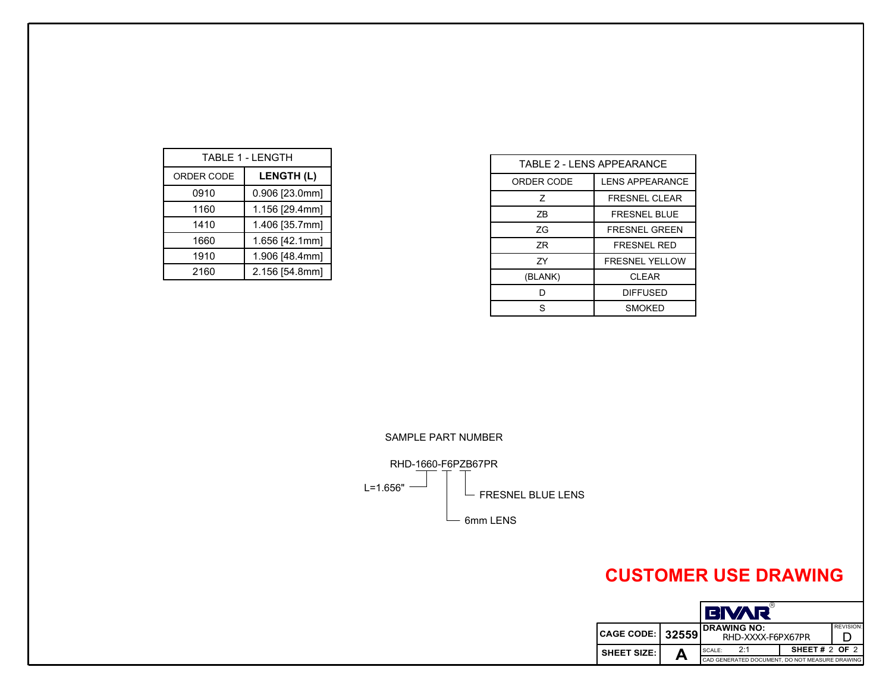## TABLE 1 - LENGTH

| ORDER CODE | **LENGTH (L)** |
|---|---|
| 0910 | 0.906 [23.0mm] |
| 1160 | 1.156 [29.4mm] |
| 1410 | 1.406 [35.7mm] |
| 1660 | 1.656 [42.1mm] |
| 1910 | 1.906 [48.4mm] |
| 2160 | 2.156 [54.8mm] |

## TABLE 2 - LENS APPEARANCE

| ORDER CODE | LENS APPEARANCE |
|---|---|
| Z | FRESNEL CLEAR |
| ZB | FRESNEL BLUE |
| ZG | FRESNEL GREEN |
| ZR | FRESNEL RED |
| ZY | FRESNEL YELLOW |
| (BLANK) | CLEAR |
| D | DIFFUSED |
| S | SMOKED |

SAMPLE PART NUMBER

RHD-1660-F6PZB67PR

L=1.656"

6mm LENS

FRESNEL BLUE LENS

**CUSTOMER USE DRAWING**

| | | | |
|---|---|---|---|
| CAGE CODE: | 32559 | DRAWING NO: RHD-XXXX-F6PX67PR | REVISION: D |
| SHEET SIZE: | A | SCALE: 2:1 | SHEET # 2 OF 2 |

BIVAR®

CAD GENERATED DOCUMENT, DO NOT MEASURE DRAWING